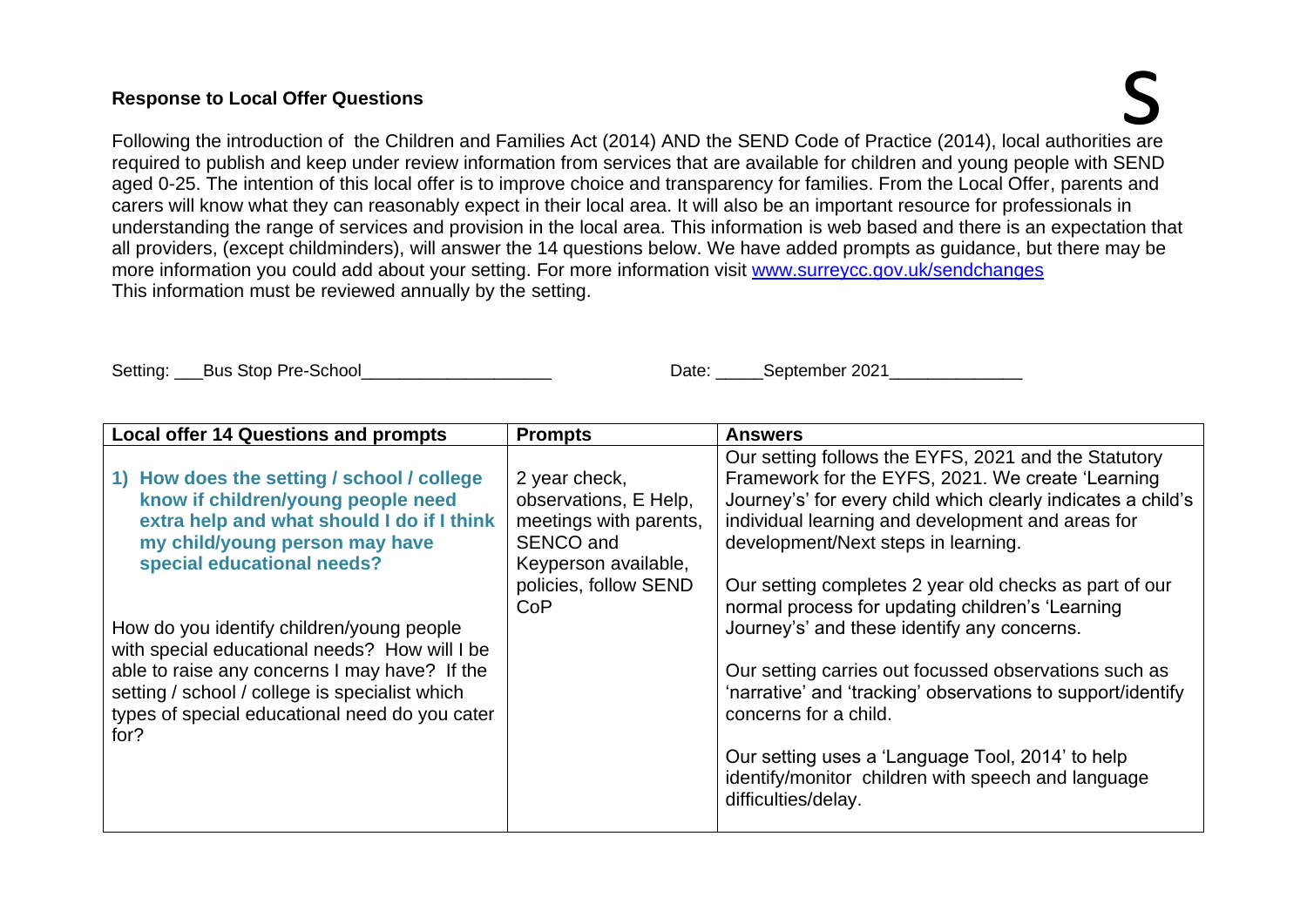**Response to Local Offer Questions**

S

Following the introduction of the Children and Families Act (2014) AND the SEND Code of Practice (2014), local authorities are required to publish and keep under review information from services that are available for children and young people with SEND aged 0-25. The intention of this local offer is to improve choice and transparency for families. From the Local Offer, parents and carers will know what they can reasonably expect in their local area. It will also be an important resource for professionals in understanding the range of services and provision in the local area. This information is web based and there is an expectation that all providers, (except childminders), will answer the 14 questions below. We have added prompts as guidance, but there may be more information you could add about your setting. For more information visit www.surreycc.gov.uk/sendchanges
This information must be reviewed annually by the setting.

Setting: ___Bus Stop Pre-School____________________ Date: _____September 2021______________

| Local offer 14 Questions and prompts | Prompts | Answers |
|---|---|---|
| **1) How does the setting / school / college know if children/young people need extra help and what should I do if I think my child/young person may have special educational needs?**<br><br>How do you identify children/young people with special educational needs? How will I be able to raise any concerns I may have? If the setting / school / college is specialist which types of special educational need do you cater for? | 2 year check, observations, E Help, meetings with parents, SENCO and Keyperson available, policies, follow SEND CoP | Our setting follows the EYFS, 2021 and the Statutory Framework for the EYFS, 2021. We create 'Learning Journey's' for every child which clearly indicates a child's individual learning and development and areas for development/Next steps in learning.<br><br>Our setting completes 2 year old checks as part of our normal process for updating children's 'Learning Journey's' and these identify any concerns.<br><br>Our setting carries out focussed observations such as 'narrative' and 'tracking' observations to support/identify concerns for a child.<br><br>Our setting uses a 'Language Tool, 2014' to help identify/monitor children with speech and language difficulties/delay. |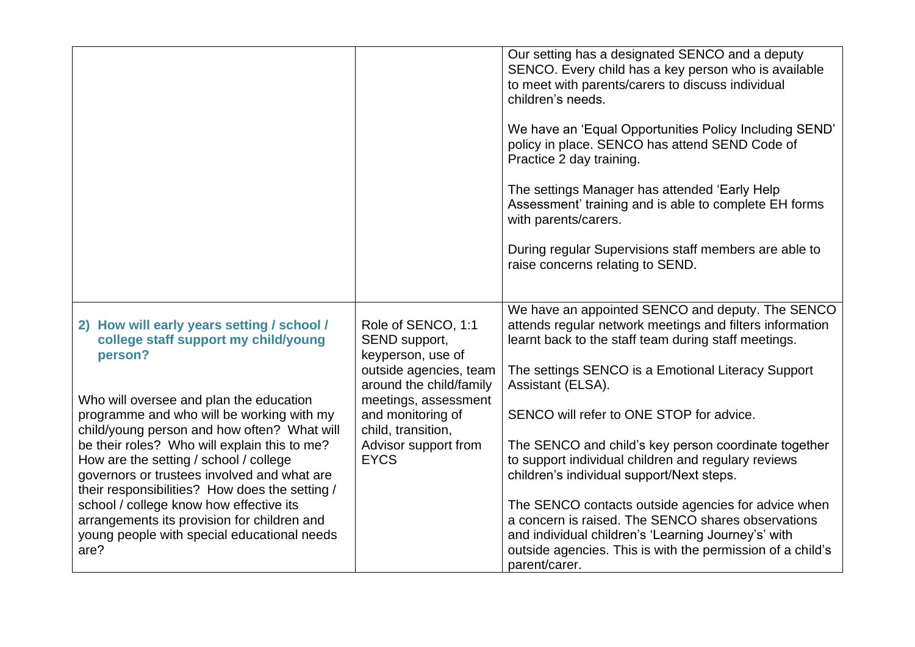| | | |
|---|---|---|
| | | Our setting has a designated SENCO and a deputy SENCO. Every child has a key person who is available to meet with parents/carers to discuss individual children's needs.<br><br>We have an 'Equal Opportunities Policy Including SEND' policy in place. SENCO has attend SEND Code of Practice 2 day training.<br><br>The settings Manager has attended 'Early Help Assessment' training and is able to complete EH forms with parents/carers.<br><br>During regular Supervisions staff members are able to raise concerns relating to SEND. |
| **2) How will early years setting / school / college staff support my child/young person?**<br><br>Who will oversee and plan the education programme and who will be working with my child/young person and how often? What will be their roles? Who will explain this to me? How are the setting / school / college governors or trustees involved and what are their responsibilities? How does the setting / school / college know how effective its arrangements its provision for children and young people with special educational needs are? | Role of SENCO, 1:1 SEND support, keyperson, use of outside agencies, team around the child/family meetings, assessment and monitoring of child, transition, Advisor support from EYCS | We have an appointed SENCO and deputy. The SENCO attends regular network meetings and filters information learnt back to the staff team during staff meetings.<br><br>The settings SENCO is a Emotional Literacy Support Assistant (ELSA).<br><br>SENCO will refer to ONE STOP for advice.<br><br>The SENCO and child's key person coordinate together to support individual children and regulary reviews children's individual support/Next steps.<br><br>The SENCO contacts outside agencies for advice when a concern is raised. The SENCO shares observations and individual children's 'Learning Journey's' with outside agencies. This is with the permission of a child's parent/carer. |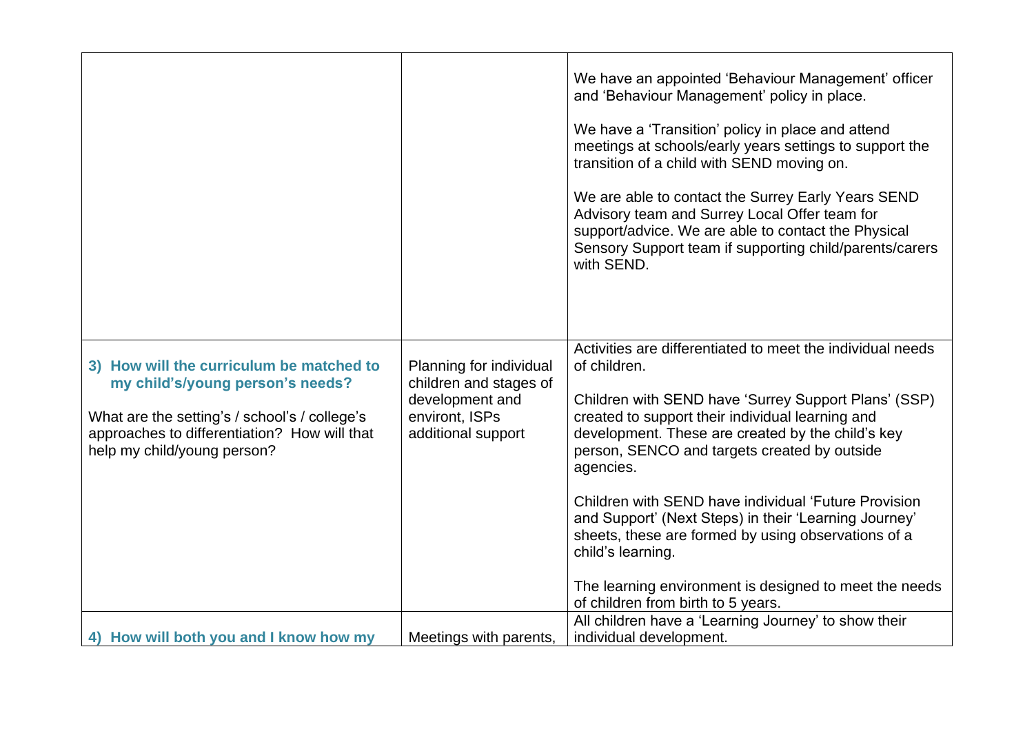| | | |
|---|---|---|
| | | We have an appointed 'Behaviour Management' officer and 'Behaviour Management' policy in place.<br><br>We have a 'Transition' policy in place and attend meetings at schools/early years settings to support the transition of a child with SEND moving on.<br><br>We are able to contact the Surrey Early Years SEND Advisory team and Surrey Local Offer team for support/advice. We are able to contact the Physical Sensory Support team if supporting child/parents/carers with SEND. |
| **3) How will the curriculum be matched to my child's/young person's needs?**<br><br>What are the setting's / school's / college's approaches to differentiation? How will that help my child/young person? | Planning for individual children and stages of development and environt, ISPs additional support | Activities are differentiated to meet the individual needs of children.<br><br>Children with SEND have 'Surrey Support Plans' (SSP) created to support their individual learning and development. These are created by the child's key person, SENCO and targets created by outside agencies.<br><br>Children with SEND have individual 'Future Provision and Support' (Next Steps) in their 'Learning Journey' sheets, these are formed by using observations of a child's learning.<br><br>The learning environment is designed to meet the needs of children from birth to 5 years. |
| **4) How will both you and I know how my** | Meetings with parents, | All children have a 'Learning Journey' to show their individual development. |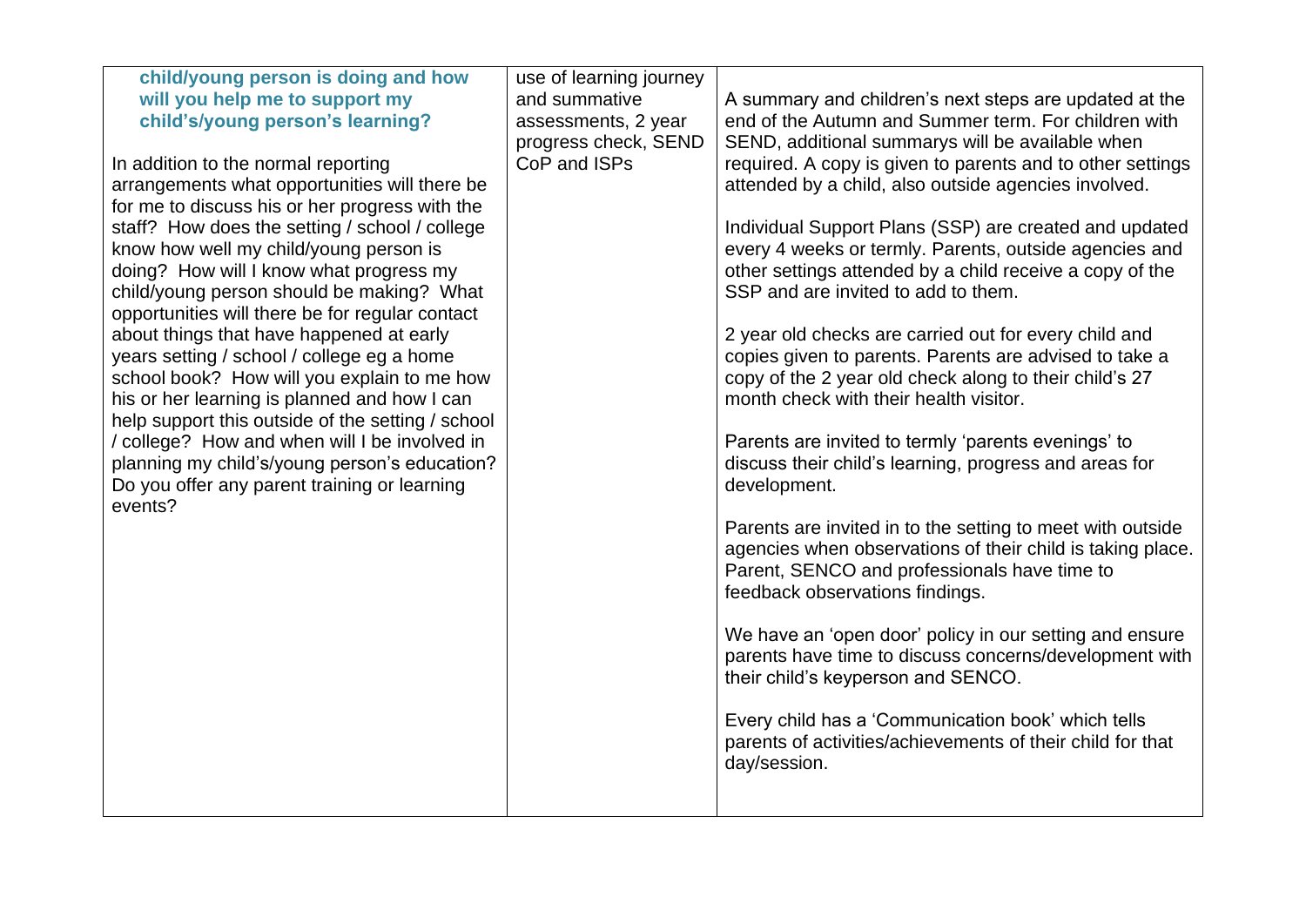| | | |
|---|---|---|
| **child/young person is doing and how will you help me to support my child's/young person's learning?**<br><br>In addition to the normal reporting arrangements what opportunities will there be for me to discuss his or her progress with the staff? How does the setting / school / college know how well my child/young person is doing? How will I know what progress my child/young person should be making? What opportunities will there be for regular contact about things that have happened at early years setting / school / college eg a home school book? How will you explain to me how his or her learning is planned and how I can help support this outside of the setting / school / college? How and when will I be involved in planning my child's/young person's education? Do you offer any parent training or learning events? | use of learning journey and summative assessments, 2 year progress check, SEND CoP and ISPs | A summary and children's next steps are updated at the end of the Autumn and Summer term. For children with SEND, additional summarys will be available when required. A copy is given to parents and to other settings attended by a child, also outside agencies involved.<br><br>Individual Support Plans (SSP) are created and updated every 4 weeks or termly. Parents, outside agencies and other settings attended by a child receive a copy of the SSP and are invited to add to them.<br><br>2 year old checks are carried out for every child and copies given to parents. Parents are advised to take a copy of the 2 year old check along to their child's 27 month check with their health visitor.<br><br>Parents are invited to termly 'parents evenings' to discuss their child's learning, progress and areas for development.<br><br>Parents are invited in to the setting to meet with outside agencies when observations of their child is taking place. Parent, SENCO and professionals have time to feedback observations findings.<br><br>We have an 'open door' policy in our setting and ensure parents have time to discuss concerns/development with their child's keyperson and SENCO.<br><br>Every child has a 'Communication book' which tells parents of activities/achievements of their child for that day/session. |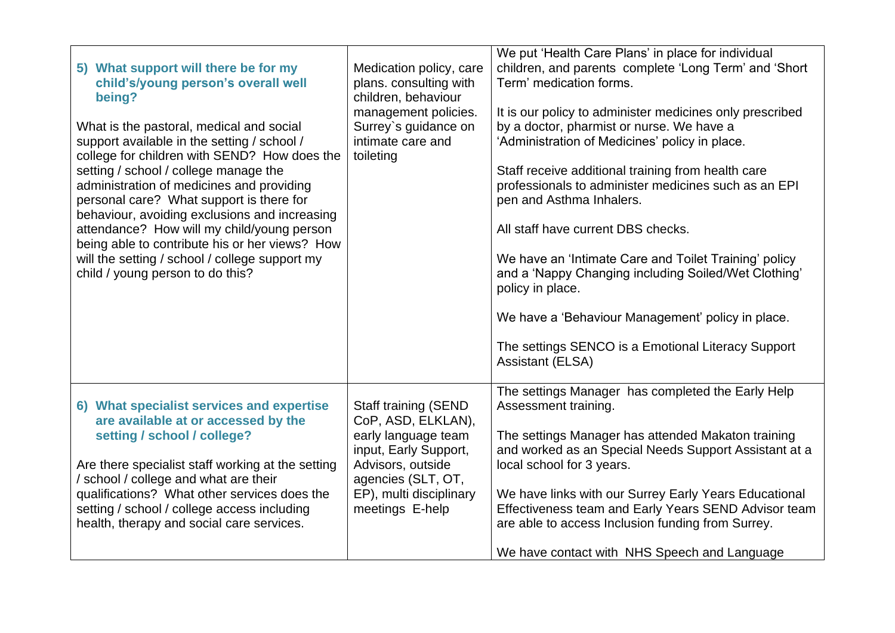| | | |
|---|---|---|
| **5) What support will there be for my child's/young person's overall well being?**<br><br>What is the pastoral, medical and social support available in the setting / school / college for children with SEND? How does the setting / school / college manage the administration of medicines and providing personal care? What support is there for behaviour, avoiding exclusions and increasing attendance? How will my child/young person being able to contribute his or her views? How will the setting / school / college support my child / young person to do this? | Medication policy, care plans. consulting with children, behaviour management policies. Surrey`s guidance on intimate care and toileting | We put 'Health Care Plans' in place for individual children, and parents complete 'Long Term' and 'Short Term' medication forms.<br><br>It is our policy to administer medicines only prescribed by a doctor, pharmist or nurse. We have a 'Administration of Medicines' policy in place.<br><br>Staff receive additional training from health care professionals to administer medicines such as an EPI pen and Asthma Inhalers.<br><br>All staff have current DBS checks.<br><br>We have an 'Intimate Care and Toilet Training' policy and a 'Nappy Changing including Soiled/Wet Clothing' policy in place.<br><br>We have a 'Behaviour Management' policy in place.<br><br>The settings SENCO is a Emotional Literacy Support Assistant (ELSA) |
| **6) What specialist services and expertise are available at or accessed by the setting / school / college?**<br><br>Are there specialist staff working at the setting / school / college and what are their qualifications? What other services does the setting / school / college access including health, therapy and social care services. | Staff training (SEND CoP, ASD, ELKLAN), early language team input, Early Support, Advisors, outside agencies (SLT, OT, EP), multi disciplinary meetings E-help | The settings Manager has completed the Early Help Assessment training.<br><br>The settings Manager has attended Makaton training and worked as an Special Needs Support Assistant at a local school for 3 years.<br><br>We have links with our Surrey Early Years Educational Effectiveness team and Early Years SEND Advisor team are able to access Inclusion funding from Surrey.<br><br>We have contact with NHS Speech and Language |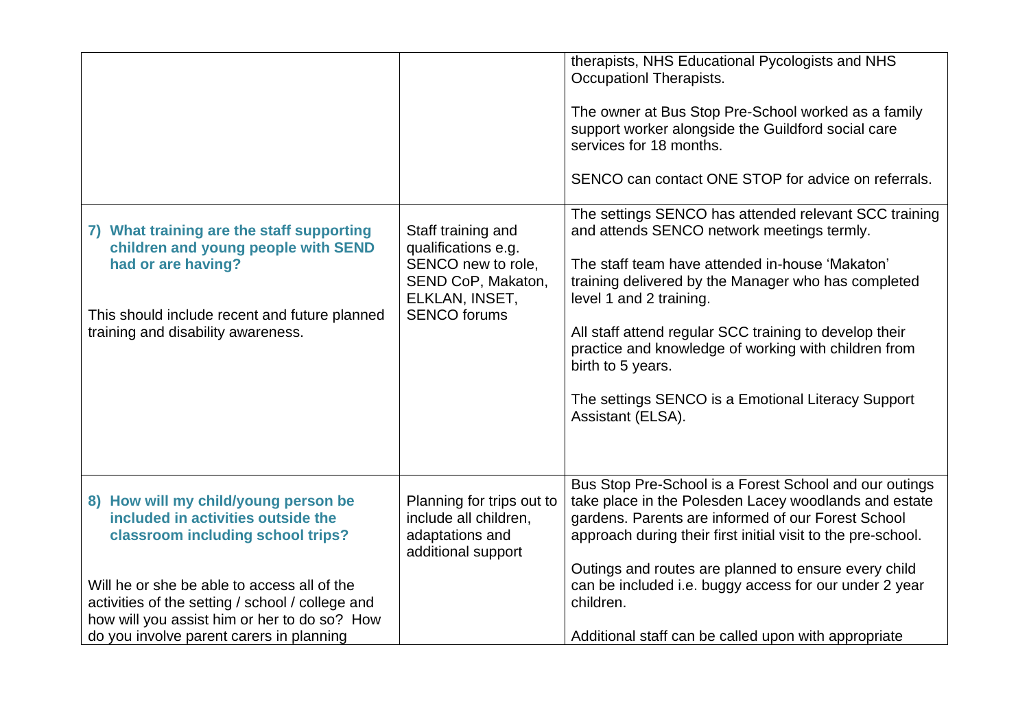| | | |
|---|---|---|
| | | therapists, NHS Educational Pycologists and NHS Occupationl Therapists.<br><br>The owner at Bus Stop Pre-School worked as a family support worker alongside the Guildford social care services for 18 months.<br><br>SENCO can contact ONE STOP for advice on referrals. |
| **7) What training are the staff supporting children and young people with SEND had or are having?**<br><br>This should include recent and future planned training and disability awareness. | Staff training and qualifications e.g. SENCO new to role, SEND CoP, Makaton, ELKLAN, INSET, SENCO forums | The settings SENCO has attended relevant SCC training and attends SENCO network meetings termly.<br><br>The staff team have attended in-house 'Makaton' training delivered by the Manager who has completed level 1 and 2 training.<br><br>All staff attend regular SCC training to develop their practice and knowledge of working with children from birth to 5 years.<br><br>The settings SENCO is a Emotional Literacy Support Assistant (ELSA). |
| **8) How will my child/young person be included in activities outside the classroom including school trips?**<br><br>Will he or she be able to access all of the activities of the setting / school / college and how will you assist him or her to do so? How do you involve parent carers in planning | Planning for trips out to include all children, adaptations and additional support | Bus Stop Pre-School is a Forest School and our outings take place in the Polesden Lacey woodlands and estate gardens. Parents are informed of our Forest School approach during their first initial visit to the pre-school.<br><br>Outings and routes are planned to ensure every child can be included i.e. buggy access for our under 2 year children.<br><br>Additional staff can be called upon with appropriate |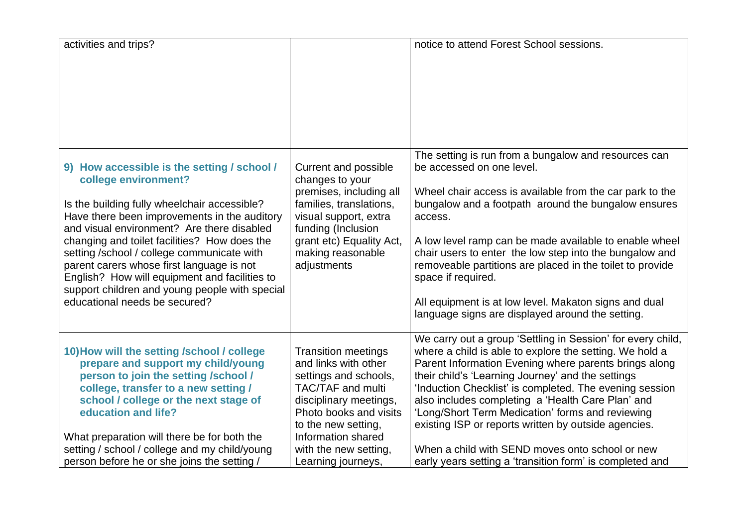| | | |
|---|---|---|
| activities and trips? | | notice to attend Forest School sessions. |
| **9) How accessible is the setting / school / college environment?**<br><br>Is the building fully wheelchair accessible? Have there been improvements in the auditory and visual environment? Are there disabled changing and toilet facilities? How does the setting /school / college communicate with parent carers whose first language is not English? How will equipment and facilities to support children and young people with special educational needs be secured? | Current and possible changes to your premises, including all families, translations, visual support, extra funding (Inclusion grant etc) Equality Act, making reasonable adjustments | The setting is run from a bungalow and resources can be accessed on one level.<br><br>Wheel chair access is available from the car park to the bungalow and a footpath around the bungalow ensures access.<br><br>A low level ramp can be made available to enable wheel chair users to enter the low step into the bungalow and removeable partitions are placed in the toilet to provide space if required.<br><br>All equipment is at low level. Makaton signs and dual language signs are displayed around the setting. |
| **10)How will the setting /school / college prepare and support my child/young person to join the setting /school / college, transfer to a new setting / school / college or the next stage of education and life?**<br><br>What preparation will there be for both the setting / school / college and my child/young person before he or she joins the setting / | Transition meetings and links with other settings and schools, TAC/TAF and multi disciplinary meetings, Photo books and visits to the new setting, Information shared with the new setting, Learning journeys, | We carry out a group 'Settling in Session' for every child, where a child is able to explore the setting. We hold a Parent Information Evening where parents brings along their child's 'Learning Journey' and the settings 'Induction Checklist' is completed. The evening session also includes completing a 'Health Care Plan' and 'Long/Short Term Medication' forms and reviewing existing ISP or reports written by outside agencies.<br><br>When a child with SEND moves onto school or new early years setting a 'transition form' is completed and |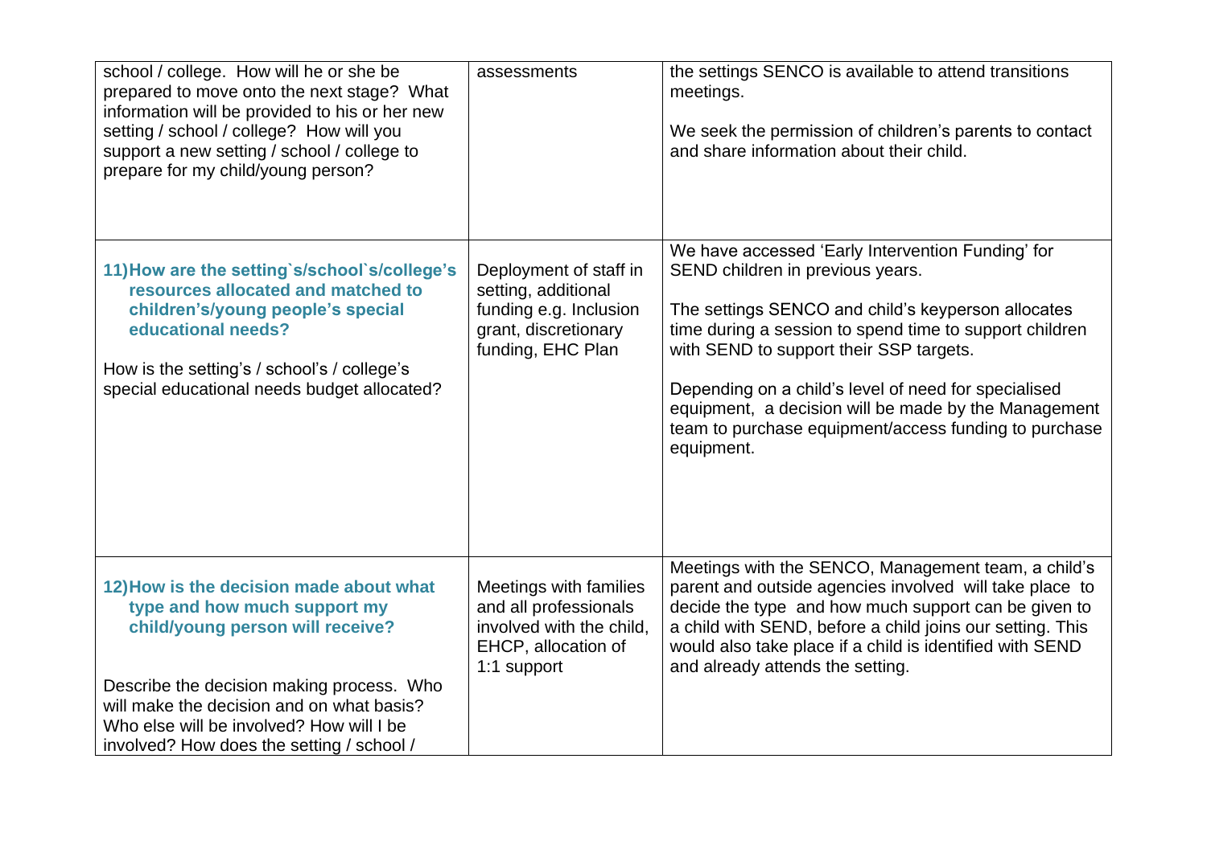| | | |
|---|---|---|
| school / college. How will he or she be prepared to move onto the next stage? What information will be provided to his or her new setting / school / college? How will you support a new setting / school / college to prepare for my child/young person? | assessments | the settings SENCO is available to attend transitions meetings.<br><br>We seek the permission of children's parents to contact and share information about their child. |
| **11) How are the setting`s/school`s/college's resources allocated and matched to children's/young people's special educational needs?**<br><br>How is the setting's / school's / college's special educational needs budget allocated? | Deployment of staff in setting, additional funding e.g. Inclusion grant, discretionary funding, EHC Plan | We have accessed 'Early Intervention Funding' for SEND children in previous years.<br><br>The settings SENCO and child's keyperson allocates time during a session to spend time to support children with SEND to support their SSP targets.<br><br>Depending on a child's level of need for specialised equipment, a decision will be made by the Management team to purchase equipment/access funding to purchase equipment. |
| **12) How is the decision made about what type and how much support my child/young person will receive?**<br><br>Describe the decision making process. Who will make the decision and on what basis? Who else will be involved? How will I be involved? How does the setting / school / | Meetings with families and all professionals involved with the child, EHCP, allocation of 1:1 support | Meetings with the SENCO, Management team, a child's parent and outside agencies involved will take place to decide the type and how much support can be given to a child with SEND, before a child joins our setting. This would also take place if a child is identified with SEND and already attends the setting. |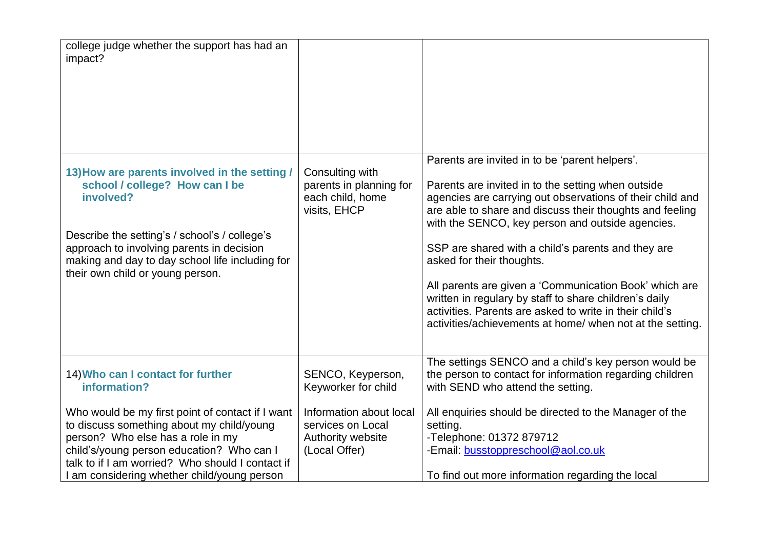| | | |
|---|---|---|
| college judge whether the support has had an impact? | | |
| **13) How are parents involved in the setting / school / college? How can I be involved?**<br><br>Describe the setting's / school's / college's approach to involving parents in decision making and day to day school life including for their own child or young person. | Consulting with parents in planning for each child, home visits, EHCP | Parents are invited in to be 'parent helpers'.<br><br>Parents are invited in to the setting when outside agencies are carrying out observations of their child and are able to share and discuss their thoughts and feeling with the SENCO, key person and outside agencies.<br><br>SSP are shared with a child's parents and they are asked for their thoughts.<br><br>All parents are given a 'Communication Book' which are written in regulary by staff to share children's daily activities. Parents are asked to write in their child's activities/achievements at home/ when not at the setting. |
| 14) **Who can I contact for further information?**<br><br>Who would be my first point of contact if I want to discuss something about my child/young person? Who else has a role in my child's/young person education? Who can I talk to if I am worried? Who should I contact if I am considering whether child/young person | SENCO, Keyperson, Keyworker for child<br><br>Information about local services on Local Authority website (Local Offer) | The settings SENCO and a child's key person would be the person to contact for information regarding children with SEND who attend the setting.<br><br>All enquiries should be directed to the Manager of the setting.<br>-Telephone: 01372 879712<br>-Email: busstoppreschool@aol.co.uk<br><br>To find out more information regarding the local |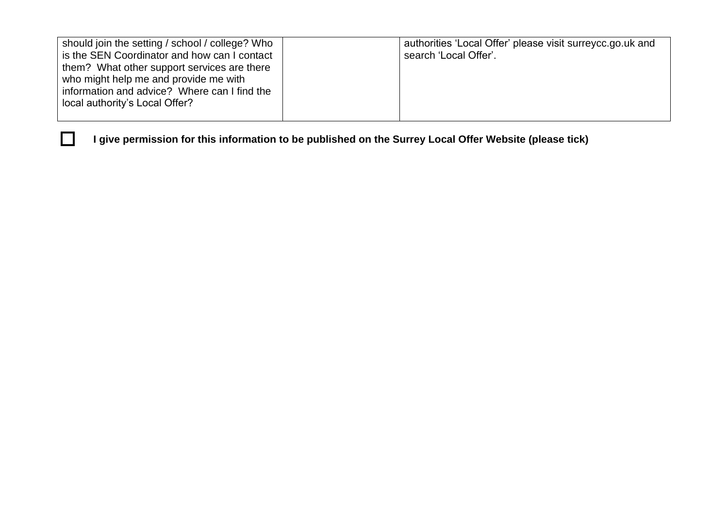| | | |
|---|---|---|
| should join the setting / school / college? Who is the SEN Coordinator and how can I contact them? What other support services are there who might help me and provide me with information and advice? Where can I find the local authority's Local Offer? | | authorities 'Local Offer' please visit surreycc.go.uk and search 'Local Offer'. |

☐ **I give permission for this information to be published on the Surrey Local Offer Website (please tick)**